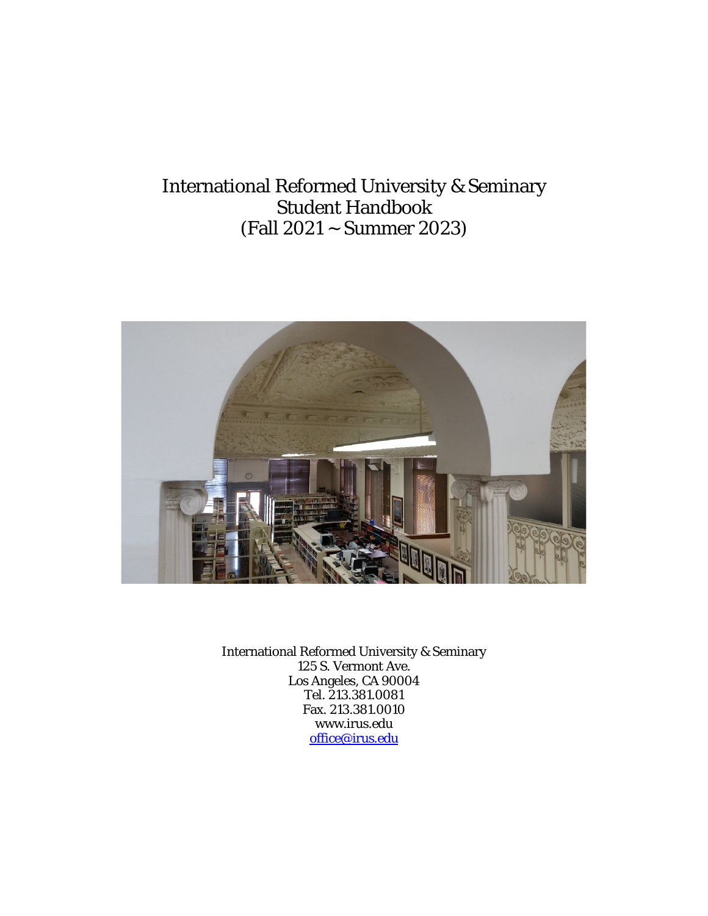# International Reformed University & Seminary
# Student Handbook
# (Fall 2021 ~ Summer 2023)

International Reformed University & Seminary
125 S. Vermont Ave.
Los Angeles, CA 90004
Tel. 213.381.0081
Fax. 213.381.0010
www.irus.edu
office@irus.edu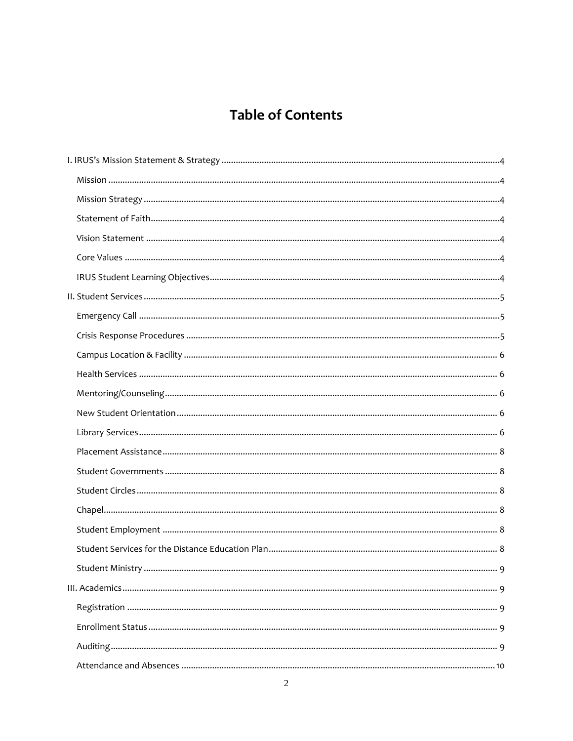# Table of Contents

I. IRUS's Mission Statement & Strategy ..... 4

- Mission ..... 4
- Mission Strategy ..... 4
- Statement of Faith ..... 4
- Vision Statement ..... 4
- Core Values ..... 4
- IRUS Student Learning Objectives ..... 4

II. Student Services ..... 5

- Emergency Call ..... 5
- Crisis Response Procedures ..... 5
- Campus Location & Facility ..... 6
- Health Services ..... 6
- Mentoring/Counseling ..... 6
- New Student Orientation ..... 6
- Library Services ..... 6
- Placement Assistance ..... 8
- Student Governments ..... 8
- Student Circles ..... 8
- Chapel ..... 8
- Student Employment ..... 8
- Student Services for the Distance Education Plan ..... 8
- Student Ministry ..... 9

III. Academics ..... 9

- Registration ..... 9
- Enrollment Status ..... 9
- Auditing ..... 9
- Attendance and Absences ..... 10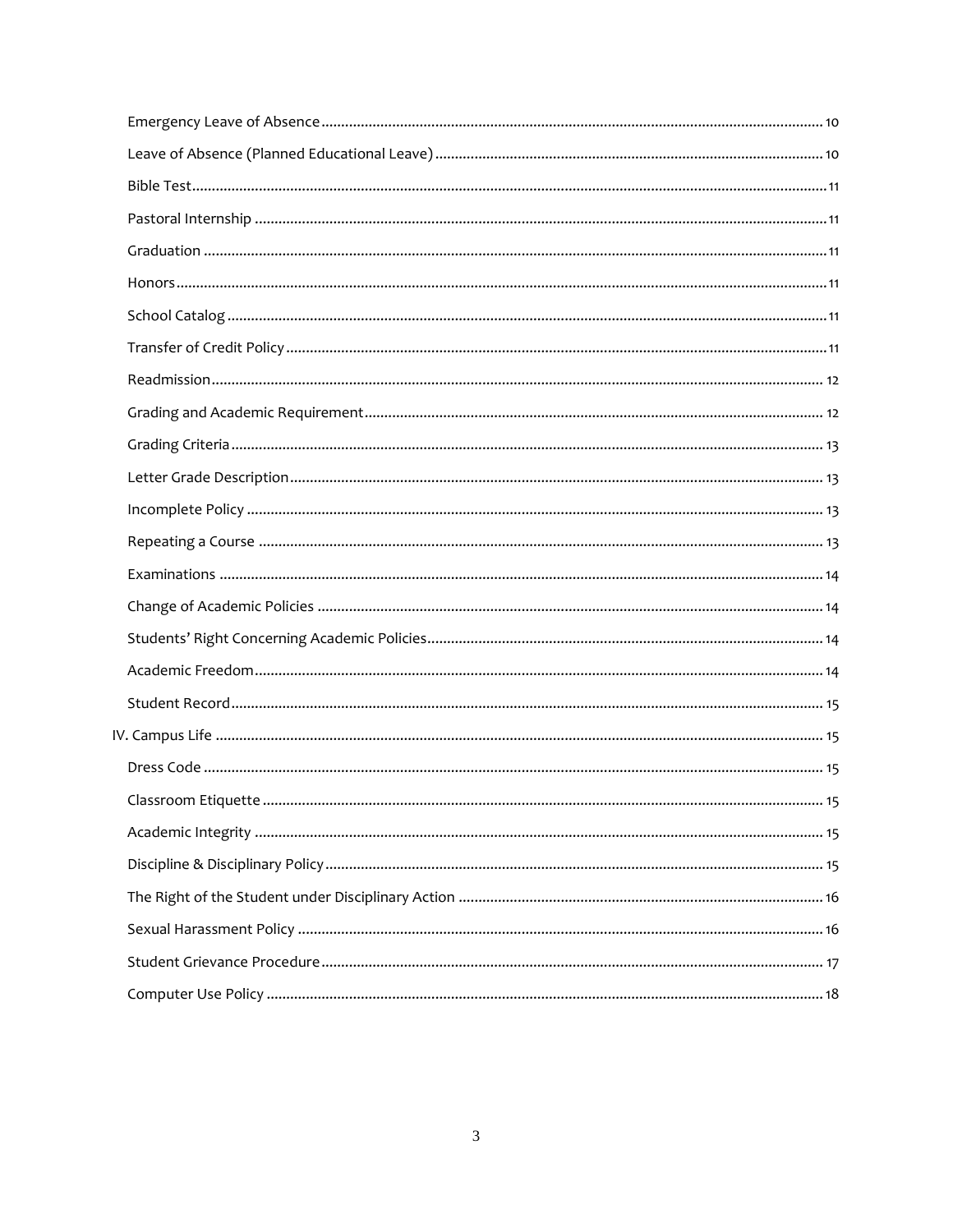Emergency Leave of Absence ........................................................ 10

Leave of Absence (Planned Educational Leave) ........................................................ 10

Bible Test ........................................................ 11

Pastoral Internship ........................................................ 11

Graduation ........................................................ 11

Honors ........................................................ 11

School Catalog ........................................................ 11

Transfer of Credit Policy ........................................................ 11

Readmission ........................................................ 12

Grading and Academic Requirement ........................................................ 12

Grading Criteria ........................................................ 13

Letter Grade Description ........................................................ 13

Incomplete Policy ........................................................ 13

Repeating a Course ........................................................ 13

Examinations ........................................................ 14

Change of Academic Policies ........................................................ 14

Students' Right Concerning Academic Policies ........................................................ 14

Academic Freedom ........................................................ 14

Student Record ........................................................ 15

IV. Campus Life ........................................................ 15

Dress Code ........................................................ 15

Classroom Etiquette ........................................................ 15

Academic Integrity ........................................................ 15

Discipline & Disciplinary Policy ........................................................ 15

The Right of the Student under Disciplinary Action ........................................................ 16

Sexual Harassment Policy ........................................................ 16

Student Grievance Procedure ........................................................ 17

Computer Use Policy ........................................................ 18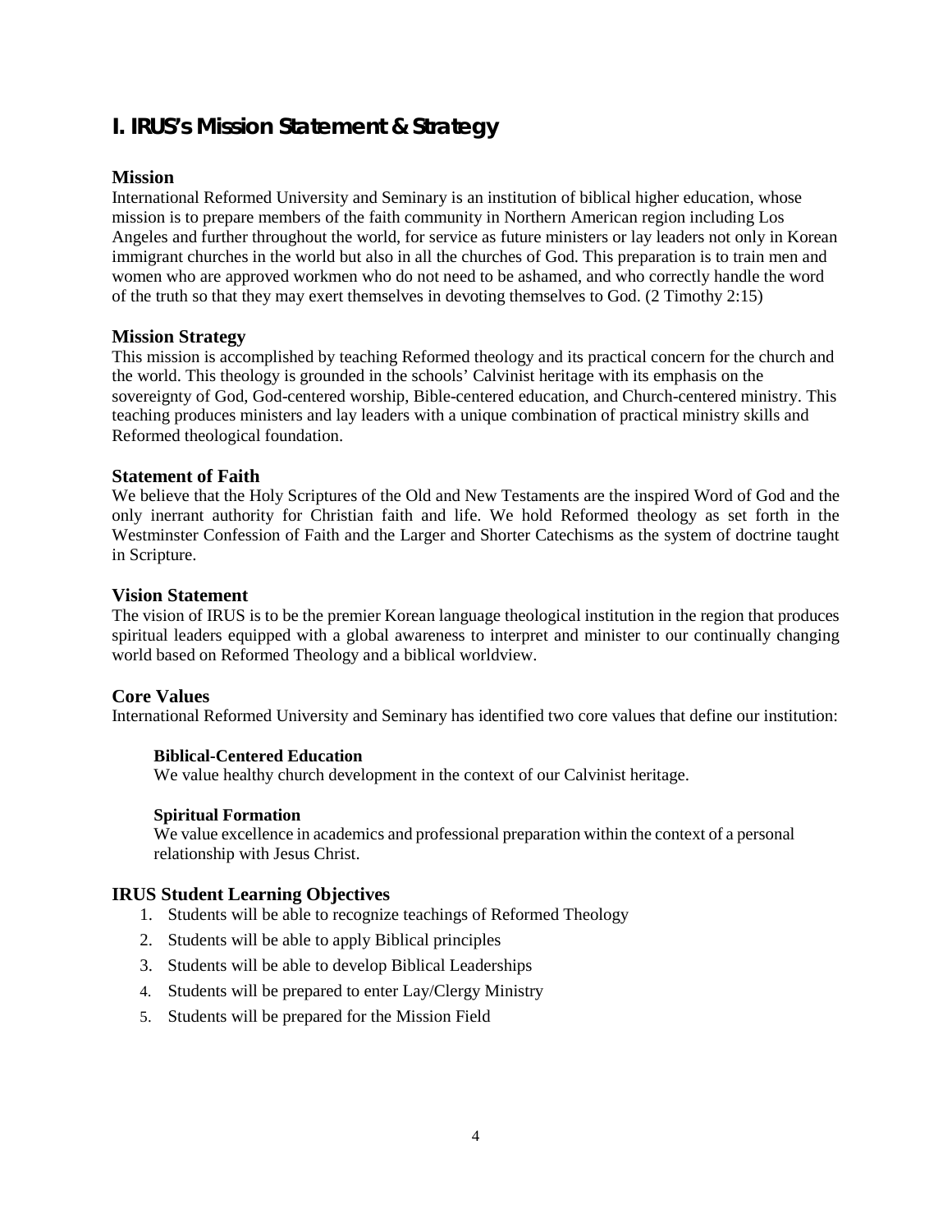# I. IRUS's Mission Statement & Strategy

### Mission

International Reformed University and Seminary is an institution of biblical higher education, whose mission is to prepare members of the faith community in Northern American region including Los Angeles and further throughout the world, for service as future ministers or lay leaders not only in Korean immigrant churches in the world but also in all the churches of God. This preparation is to train men and women who are approved workmen who do not need to be ashamed, and who correctly handle the word of the truth so that they may exert themselves in devoting themselves to God. (2 Timothy 2:15)

### Mission Strategy

This mission is accomplished by teaching Reformed theology and its practical concern for the church and the world. This theology is grounded in the schools' Calvinist heritage with its emphasis on the sovereignty of God, God-centered worship, Bible-centered education, and Church-centered ministry. This teaching produces ministers and lay leaders with a unique combination of practical ministry skills and Reformed theological foundation.

### Statement of Faith

We believe that the Holy Scriptures of the Old and New Testaments are the inspired Word of God and the only inerrant authority for Christian faith and life. We hold Reformed theology as set forth in the Westminster Confession of Faith and the Larger and Shorter Catechisms as the system of doctrine taught in Scripture.

### Vision Statement

The vision of IRUS is to be the premier Korean language theological institution in the region that produces spiritual leaders equipped with a global awareness to interpret and minister to our continually changing world based on Reformed Theology and a biblical worldview.

### Core Values

International Reformed University and Seminary has identified two core values that define our institution:

**Biblical-Centered Education**
We value healthy church development in the context of our Calvinist heritage.

**Spiritual Formation**
We value excellence in academics and professional preparation within the context of a personal relationship with Jesus Christ.

### IRUS Student Learning Objectives

1. Students will be able to recognize teachings of Reformed Theology
2. Students will be able to apply Biblical principles
3. Students will be able to develop Biblical Leaderships
4. Students will be prepared to enter Lay/Clergy Ministry
5. Students will be prepared for the Mission Field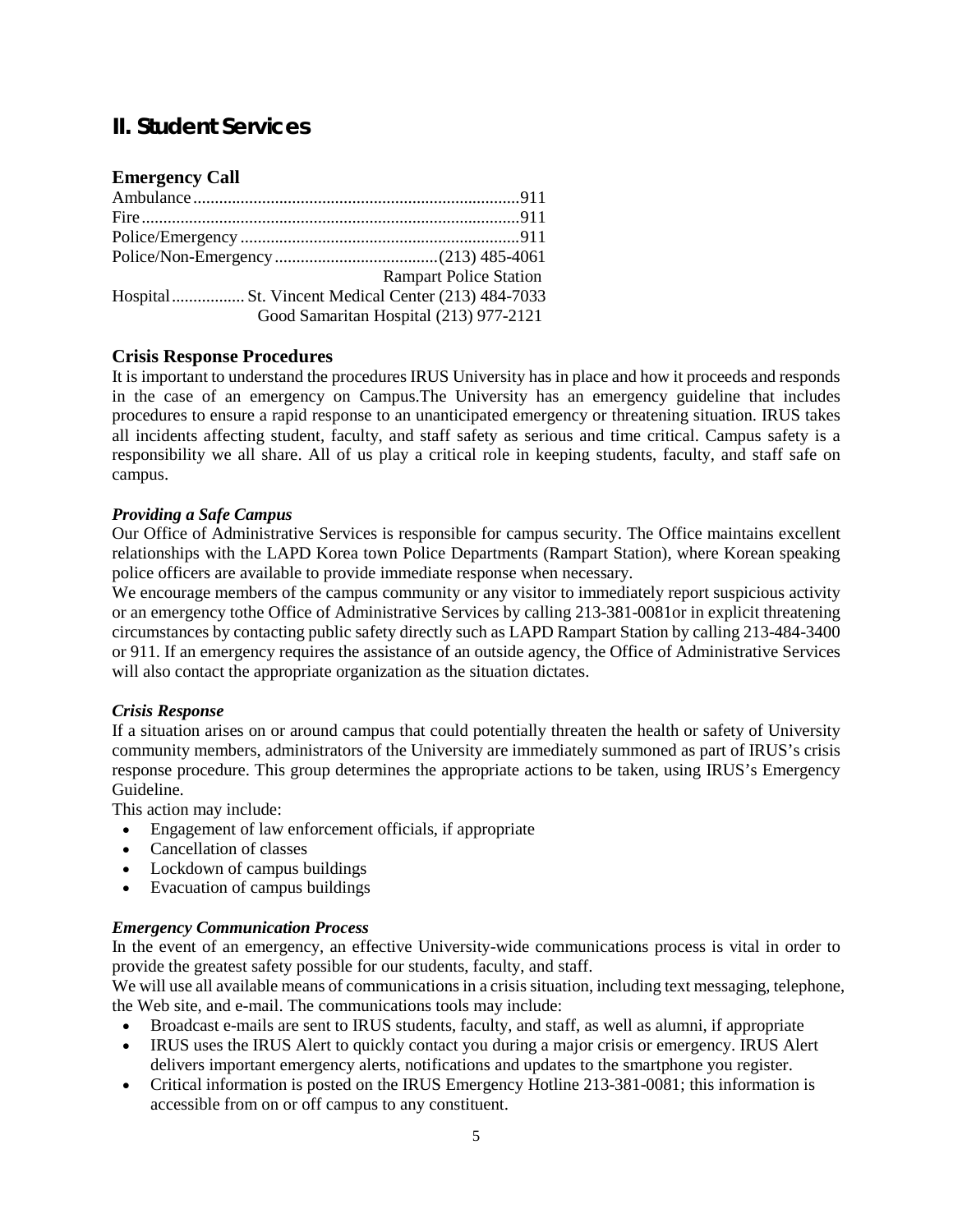## II. Student Services

### Emergency Call

Ambulance...........................................................................911
Fire.......................................................................................911
Police/Emergency ................................................................911
Police/Non-Emergency......................................(213) 485-4061
Rampart Police Station
Hospital................. St. Vincent Medical Center (213) 484-7033
Good Samaritan Hospital (213) 977-2121

### Crisis Response Procedures

It is important to understand the procedures IRUS University has in place and how it proceeds and responds in the case of an emergency on Campus.The University has an emergency guideline that includes procedures to ensure a rapid response to an unanticipated emergency or threatening situation. IRUS takes all incidents affecting student, faculty, and staff safety as serious and time critical. Campus safety is a responsibility we all share. All of us play a critical role in keeping students, faculty, and staff safe on campus.

***Providing a Safe Campus***

Our Office of Administrative Services is responsible for campus security. The Office maintains excellent relationships with the LAPD Korea town Police Departments (Rampart Station), where Korean speaking police officers are available to provide immediate response when necessary.

We encourage members of the campus community or any visitor to immediately report suspicious activity or an emergency tothe Office of Administrative Services by calling 213-381-0081or in explicit threatening circumstances by contacting public safety directly such as LAPD Rampart Station by calling 213-484-3400 or 911. If an emergency requires the assistance of an outside agency, the Office of Administrative Services will also contact the appropriate organization as the situation dictates.

***Crisis Response***

If a situation arises on or around campus that could potentially threaten the health or safety of University community members, administrators of the University are immediately summoned as part of IRUS's crisis response procedure. This group determines the appropriate actions to be taken, using IRUS's Emergency Guideline.

This action may include:

- Engagement of law enforcement officials, if appropriate
- Cancellation of classes
- Lockdown of campus buildings
- Evacuation of campus buildings

***Emergency Communication Process***

In the event of an emergency, an effective University-wide communications process is vital in order to provide the greatest safety possible for our students, faculty, and staff.

We will use all available means of communications in a crisis situation, including text messaging, telephone, the Web site, and e-mail. The communications tools may include:

- Broadcast e-mails are sent to IRUS students, faculty, and staff, as well as alumni, if appropriate
- IRUS uses the IRUS Alert to quickly contact you during a major crisis or emergency. IRUS Alert delivers important emergency alerts, notifications and updates to the smartphone you register.
- Critical information is posted on the IRUS Emergency Hotline 213-381-0081; this information is accessible from on or off campus to any constituent.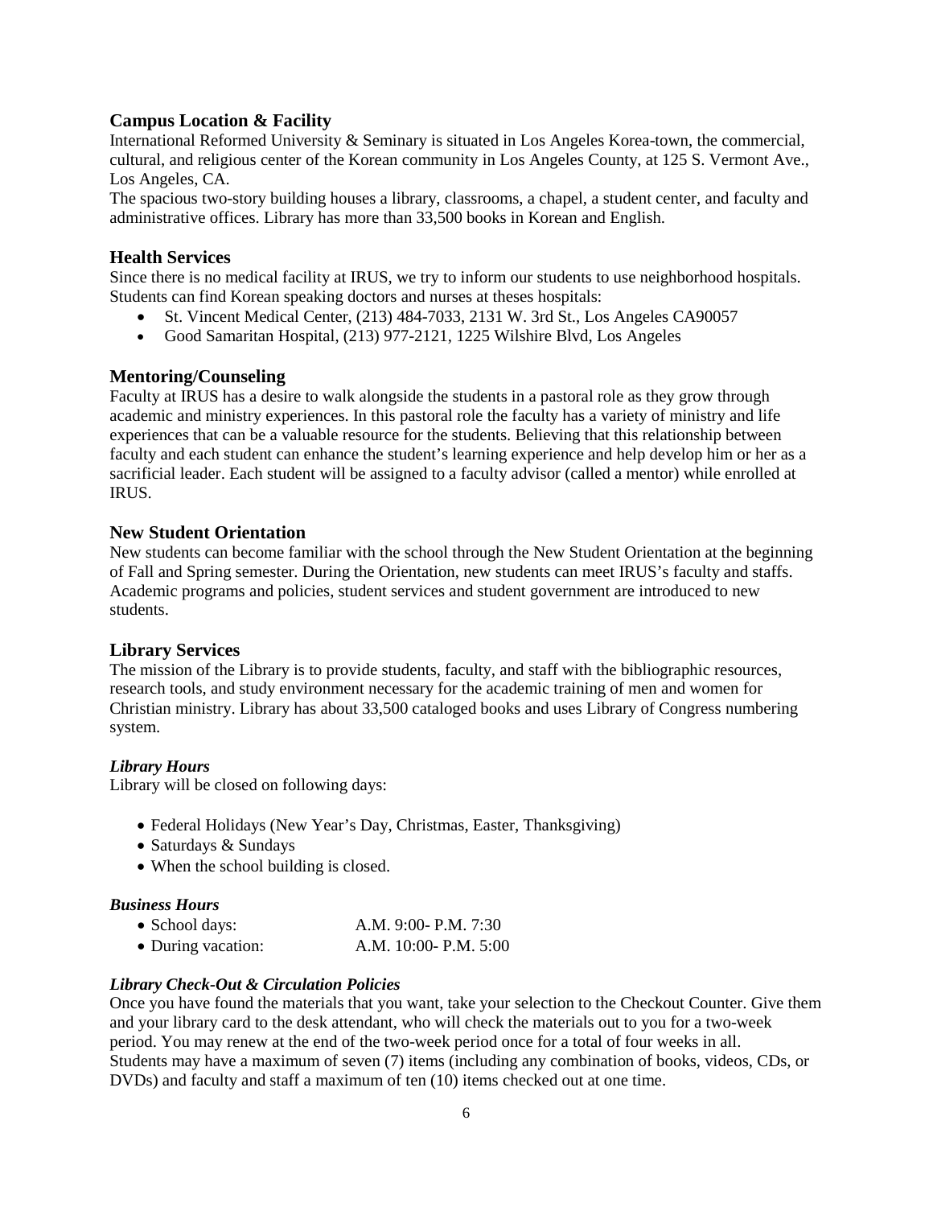## Campus Location & Facility

International Reformed University & Seminary is situated in Los Angeles Korea-town, the commercial, cultural, and religious center of the Korean community in Los Angeles County, at 125 S. Vermont Ave., Los Angeles, CA.

The spacious two-story building houses a library, classrooms, a chapel, a student center, and faculty and administrative offices. Library has more than 33,500 books in Korean and English.

## Health Services

Since there is no medical facility at IRUS, we try to inform our students to use neighborhood hospitals. Students can find Korean speaking doctors and nurses at theses hospitals:

- St. Vincent Medical Center, (213) 484-7033, 2131 W. 3rd St., Los Angeles CA90057
- Good Samaritan Hospital, (213) 977-2121, 1225 Wilshire Blvd, Los Angeles

## Mentoring/Counseling

Faculty at IRUS has a desire to walk alongside the students in a pastoral role as they grow through academic and ministry experiences. In this pastoral role the faculty has a variety of ministry and life experiences that can be a valuable resource for the students. Believing that this relationship between faculty and each student can enhance the student's learning experience and help develop him or her as a sacrificial leader. Each student will be assigned to a faculty advisor (called a mentor) while enrolled at IRUS.

## New Student Orientation

New students can become familiar with the school through the New Student Orientation at the beginning of Fall and Spring semester. During the Orientation, new students can meet IRUS's faculty and staffs. Academic programs and policies, student services and student government are introduced to new students.

## Library Services

The mission of the Library is to provide students, faculty, and staff with the bibliographic resources, research tools, and study environment necessary for the academic training of men and women for Christian ministry. Library has about 33,500 cataloged books and uses Library of Congress numbering system.

### *Library Hours*

Library will be closed on following days:

- Federal Holidays (New Year's Day, Christmas, Easter, Thanksgiving)
- Saturdays & Sundays
- When the school building is closed.

### *Business Hours*

- School days: A.M. 9:00- P.M. 7:30
- During vacation: A.M. 10:00- P.M. 5:00

### *Library Check-Out & Circulation Policies*

Once you have found the materials that you want, take your selection to the Checkout Counter. Give them and your library card to the desk attendant, who will check the materials out to you for a two-week period. You may renew at the end of the two-week period once for a total of four weeks in all.
Students may have a maximum of seven (7) items (including any combination of books, videos, CDs, or DVDs) and faculty and staff a maximum of ten (10) items checked out at one time.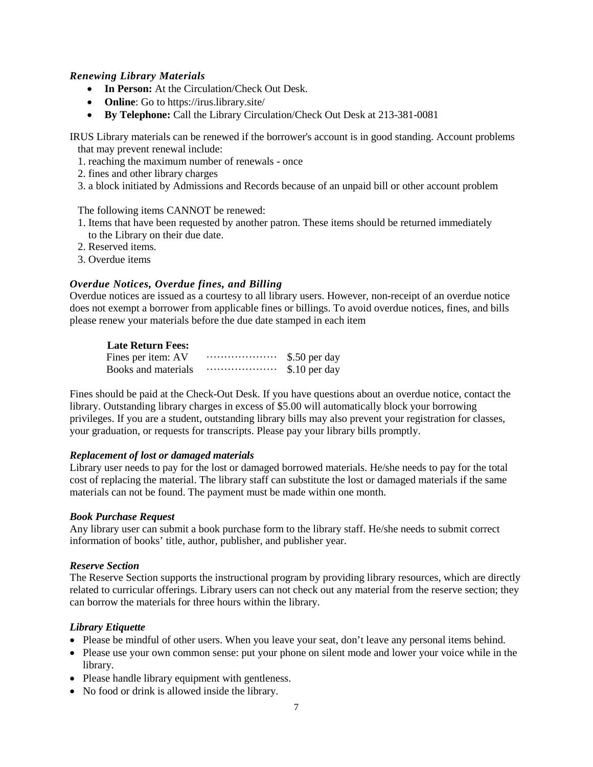### *Renewing Library Materials*

- **In Person:** At the Circulation/Check Out Desk.
- **Online**: Go to https://irus.library.site/
- **By Telephone:** Call the Library Circulation/Check Out Desk at 213-381-0081

IRUS Library materials can be renewed if the borrower's account is in good standing. Account problems that may prevent renewal include:

1. reaching the maximum number of renewals - once
2. fines and other library charges
3. a block initiated by Admissions and Records because of an unpaid bill or other account problem

The following items CANNOT be renewed:

1. Items that have been requested by another patron. These items should be returned immediately to the Library on their due date.
2. Reserved items.
3. Overdue items

### *Overdue Notices, Overdue fines, and Billing*

Overdue notices are issued as a courtesy to all library users. However, non-receipt of an overdue notice does not exempt a borrower from applicable fines or billings. To avoid overdue notices, fines, and bills please renew your materials before the due date stamped in each item

**Late Return Fees:**

| | |
|---|---|
| Fines per item: AV | $.50 per day |
| Books and materials | $.10 per day |

Fines should be paid at the Check-Out Desk. If you have questions about an overdue notice, contact the library. Outstanding library charges in excess of $5.00 will automatically block your borrowing privileges. If you are a student, outstanding library bills may also prevent your registration for classes, your graduation, or requests for transcripts. Please pay your library bills promptly.

### *Replacement of lost or damaged materials*

Library user needs to pay for the lost or damaged borrowed materials. He/she needs to pay for the total cost of replacing the material. The library staff can substitute the lost or damaged materials if the same materials can not be found. The payment must be made within one month.

### *Book Purchase Request*

Any library user can submit a book purchase form to the library staff. He/she needs to submit correct information of books' title, author, publisher, and publisher year.

### *Reserve Section*

The Reserve Section supports the instructional program by providing library resources, which are directly related to curricular offerings. Library users can not check out any material from the reserve section; they can borrow the materials for three hours within the library.

### *Library Etiquette*

- Please be mindful of other users. When you leave your seat, don't leave any personal items behind.
- Please use your own common sense: put your phone on silent mode and lower your voice while in the library.
- Please handle library equipment with gentleness.
- No food or drink is allowed inside the library.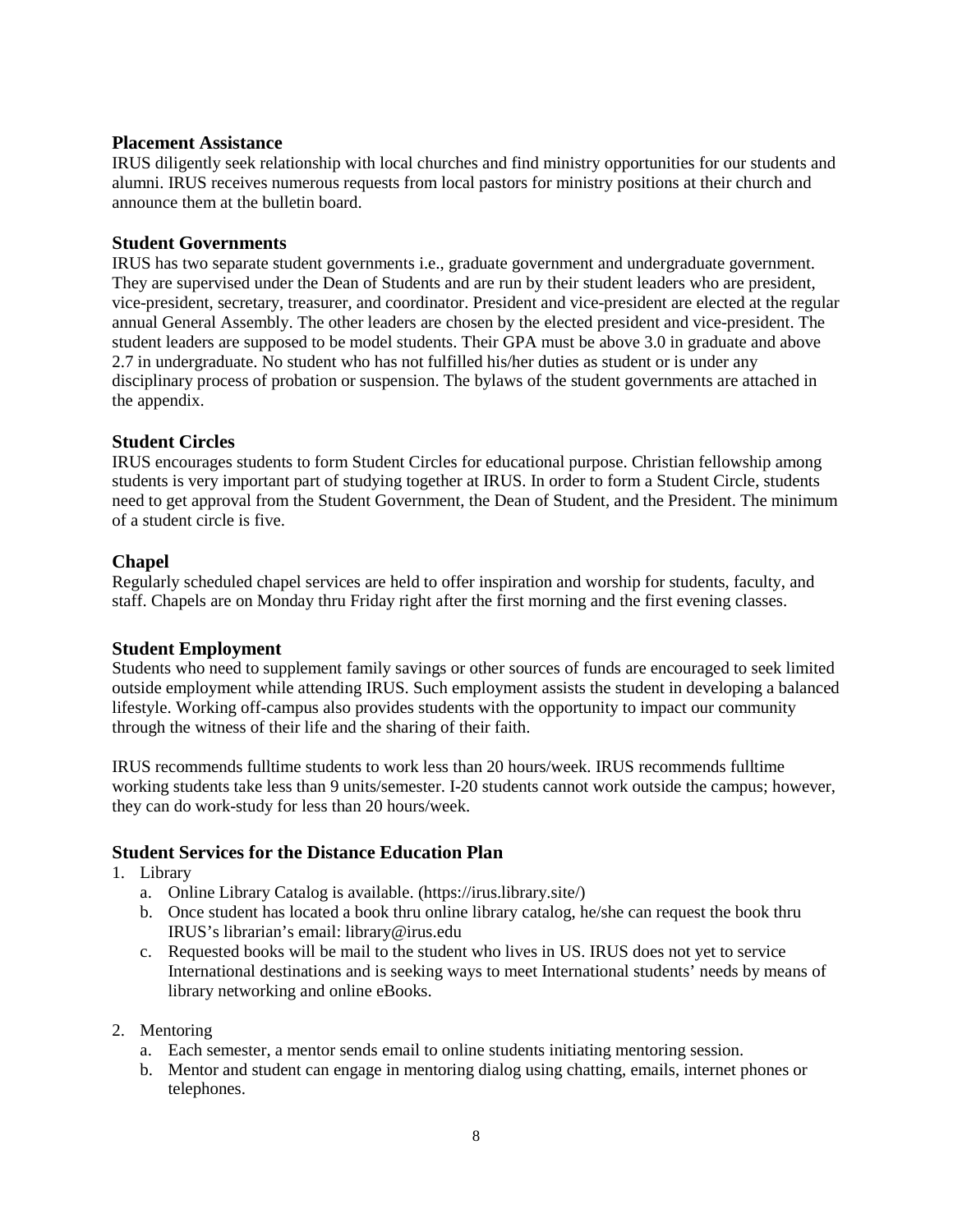### Placement Assistance

IRUS diligently seek relationship with local churches and find ministry opportunities for our students and alumni. IRUS receives numerous requests from local pastors for ministry positions at their church and announce them at the bulletin board.

### Student Governments

IRUS has two separate student governments i.e., graduate government and undergraduate government. They are supervised under the Dean of Students and are run by their student leaders who are president, vice-president, secretary, treasurer, and coordinator. President and vice-president are elected at the regular annual General Assembly. The other leaders are chosen by the elected president and vice-president. The student leaders are supposed to be model students. Their GPA must be above 3.0 in graduate and above 2.7 in undergraduate. No student who has not fulfilled his/her duties as student or is under any disciplinary process of probation or suspension. The bylaws of the student governments are attached in the appendix.

### Student Circles

IRUS encourages students to form Student Circles for educational purpose. Christian fellowship among students is very important part of studying together at IRUS. In order to form a Student Circle, students need to get approval from the Student Government, the Dean of Student, and the President. The minimum of a student circle is five.

### Chapel

Regularly scheduled chapel services are held to offer inspiration and worship for students, faculty, and staff. Chapels are on Monday thru Friday right after the first morning and the first evening classes.

### Student Employment

Students who need to supplement family savings or other sources of funds are encouraged to seek limited outside employment while attending IRUS. Such employment assists the student in developing a balanced lifestyle. Working off-campus also provides students with the opportunity to impact our community through the witness of their life and the sharing of their faith.

IRUS recommends fulltime students to work less than 20 hours/week. IRUS recommends fulltime working students take less than 9 units/semester. I-20 students cannot work outside the campus; however, they can do work-study for less than 20 hours/week.

### Student Services for the Distance Education Plan

1. Library
   a. Online Library Catalog is available. (https://irus.library.site/)
   b. Once student has located a book thru online library catalog, he/she can request the book thru IRUS's librarian's email: library@irus.edu
   c. Requested books will be mail to the student who lives in US. IRUS does not yet to service International destinations and is seeking ways to meet International students' needs by means of library networking and online eBooks.

2. Mentoring
   a. Each semester, a mentor sends email to online students initiating mentoring session.
   b. Mentor and student can engage in mentoring dialog using chatting, emails, internet phones or telephones.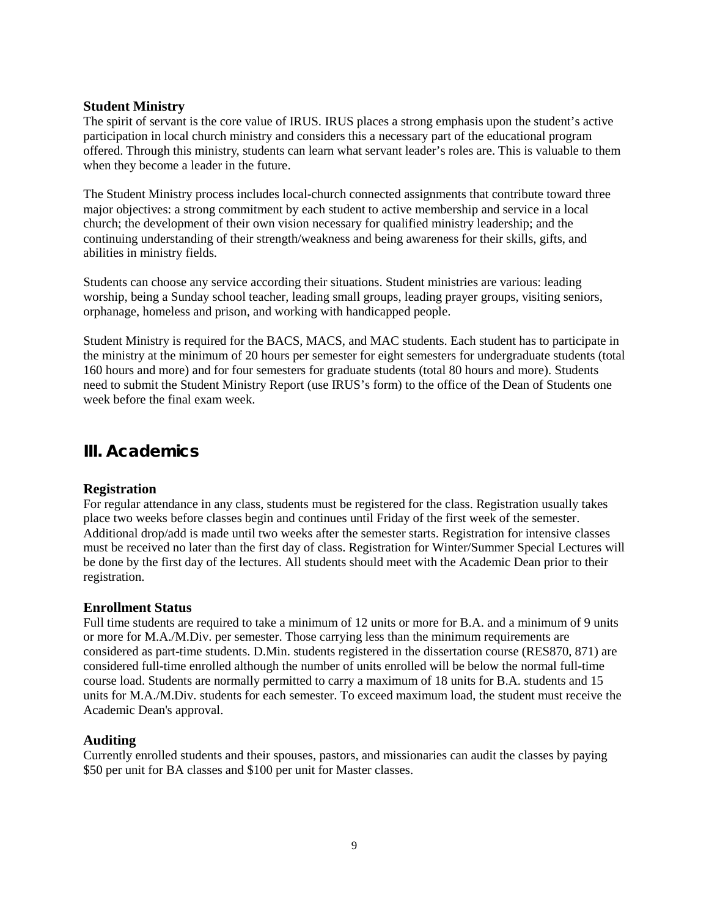### Student Ministry

The spirit of servant is the core value of IRUS. IRUS places a strong emphasis upon the student's active participation in local church ministry and considers this a necessary part of the educational program offered. Through this ministry, students can learn what servant leader's roles are. This is valuable to them when they become a leader in the future.

The Student Ministry process includes local-church connected assignments that contribute toward three major objectives: a strong commitment by each student to active membership and service in a local church; the development of their own vision necessary for qualified ministry leadership; and the continuing understanding of their strength/weakness and being awareness for their skills, gifts, and abilities in ministry fields.

Students can choose any service according their situations. Student ministries are various: leading worship, being a Sunday school teacher, leading small groups, leading prayer groups, visiting seniors, orphanage, homeless and prison, and working with handicapped people.

Student Ministry is required for the BACS, MACS, and MAC students. Each student has to participate in the ministry at the minimum of 20 hours per semester for eight semesters for undergraduate students (total 160 hours and more) and for four semesters for graduate students (total 80 hours and more). Students need to submit the Student Ministry Report (use IRUS's form) to the office of the Dean of Students one week before the final exam week.

## III. Academics

### Registration

For regular attendance in any class, students must be registered for the class. Registration usually takes place two weeks before classes begin and continues until Friday of the first week of the semester. Additional drop/add is made until two weeks after the semester starts. Registration for intensive classes must be received no later than the first day of class. Registration for Winter/Summer Special Lectures will be done by the first day of the lectures. All students should meet with the Academic Dean prior to their registration.

### Enrollment Status

Full time students are required to take a minimum of 12 units or more for B.A. and a minimum of 9 units or more for M.A./M.Div. per semester. Those carrying less than the minimum requirements are considered as part-time students. D.Min. students registered in the dissertation course (RES870, 871) are considered full-time enrolled although the number of units enrolled will be below the normal full-time course load. Students are normally permitted to carry a maximum of 18 units for B.A. students and 15 units for M.A./M.Div. students for each semester. To exceed maximum load, the student must receive the Academic Dean's approval.

### Auditing

Currently enrolled students and their spouses, pastors, and missionaries can audit the classes by paying $50 per unit for BA classes and $100 per unit for Master classes.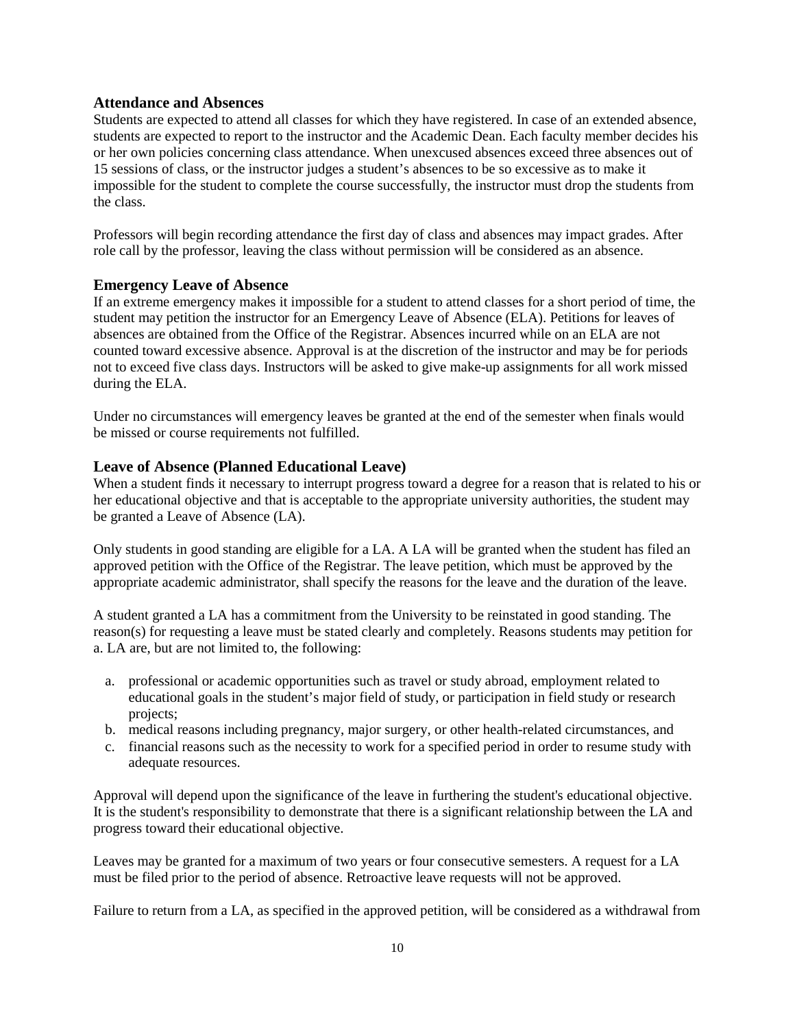### Attendance and Absences

Students are expected to attend all classes for which they have registered. In case of an extended absence, students are expected to report to the instructor and the Academic Dean. Each faculty member decides his or her own policies concerning class attendance. When unexcused absences exceed three absences out of 15 sessions of class, or the instructor judges a student's absences to be so excessive as to make it impossible for the student to complete the course successfully, the instructor must drop the students from the class.

Professors will begin recording attendance the first day of class and absences may impact grades. After role call by the professor, leaving the class without permission will be considered as an absence.

### Emergency Leave of Absence

If an extreme emergency makes it impossible for a student to attend classes for a short period of time, the student may petition the instructor for an Emergency Leave of Absence (ELA). Petitions for leaves of absences are obtained from the Office of the Registrar. Absences incurred while on an ELA are not counted toward excessive absence. Approval is at the discretion of the instructor and may be for periods not to exceed five class days. Instructors will be asked to give make-up assignments for all work missed during the ELA.

Under no circumstances will emergency leaves be granted at the end of the semester when finals would be missed or course requirements not fulfilled.

### Leave of Absence (Planned Educational Leave)

When a student finds it necessary to interrupt progress toward a degree for a reason that is related to his or her educational objective and that is acceptable to the appropriate university authorities, the student may be granted a Leave of Absence (LA).

Only students in good standing are eligible for a LA. A LA will be granted when the student has filed an approved petition with the Office of the Registrar. The leave petition, which must be approved by the appropriate academic administrator, shall specify the reasons for the leave and the duration of the leave.

A student granted a LA has a commitment from the University to be reinstated in good standing. The reason(s) for requesting a leave must be stated clearly and completely. Reasons students may petition for a. LA are, but are not limited to, the following:

a. professional or academic opportunities such as travel or study abroad, employment related to educational goals in the student's major field of study, or participation in field study or research projects;
b. medical reasons including pregnancy, major surgery, or other health-related circumstances, and
c. financial reasons such as the necessity to work for a specified period in order to resume study with adequate resources.

Approval will depend upon the significance of the leave in furthering the student's educational objective. It is the student's responsibility to demonstrate that there is a significant relationship between the LA and progress toward their educational objective.

Leaves may be granted for a maximum of two years or four consecutive semesters. A request for a LA must be filed prior to the period of absence. Retroactive leave requests will not be approved.

Failure to return from a LA, as specified in the approved petition, will be considered as a withdrawal from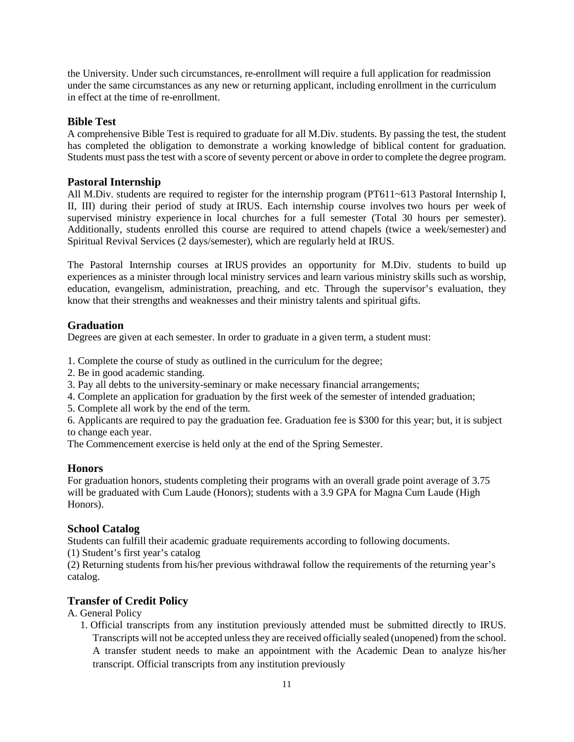the University. Under such circumstances, re-enrollment will require a full application for readmission under the same circumstances as any new or returning applicant, including enrollment in the curriculum in effect at the time of re-enrollment.

### Bible Test

A comprehensive Bible Test is required to graduate for all M.Div. students. By passing the test, the student has completed the obligation to demonstrate a working knowledge of biblical content for graduation. Students must pass the test with a score of seventy percent or above in order to complete the degree program.

### Pastoral Internship

All M.Div. students are required to register for the internship program (PT611~613 Pastoral Internship I, II, III) during their period of study at IRUS. Each internship course involves two hours per week of supervised ministry experience in local churches for a full semester (Total 30 hours per semester). Additionally, students enrolled this course are required to attend chapels (twice a week/semester) and Spiritual Revival Services (2 days/semester), which are regularly held at IRUS.

The Pastoral Internship courses at IRUS provides an opportunity for M.Div. students to build up experiences as a minister through local ministry services and learn various ministry skills such as worship, education, evangelism, administration, preaching, and etc. Through the supervisor's evaluation, they know that their strengths and weaknesses and their ministry talents and spiritual gifts.

### Graduation

Degrees are given at each semester. In order to graduate in a given term, a student must:

1. Complete the course of study as outlined in the curriculum for the degree;
2. Be in good academic standing.
3. Pay all debts to the university-seminary or make necessary financial arrangements;
4. Complete an application for graduation by the first week of the semester of intended graduation;
5. Complete all work by the end of the term.
6. Applicants are required to pay the graduation fee. Graduation fee is $300 for this year; but, it is subject to change each year.

The Commencement exercise is held only at the end of the Spring Semester.

### Honors

For graduation honors, students completing their programs with an overall grade point average of 3.75 will be graduated with Cum Laude (Honors); students with a 3.9 GPA for Magna Cum Laude (High Honors).

### School Catalog

Students can fulfill their academic graduate requirements according to following documents.

(1) Student's first year's catalog

(2) Returning students from his/her previous withdrawal follow the requirements of the returning year's catalog.

### Transfer of Credit Policy

A. General Policy

1. Official transcripts from any institution previously attended must be submitted directly to IRUS. Transcripts will not be accepted unless they are received officially sealed (unopened) from the school. A transfer student needs to make an appointment with the Academic Dean to analyze his/her transcript. Official transcripts from any institution previously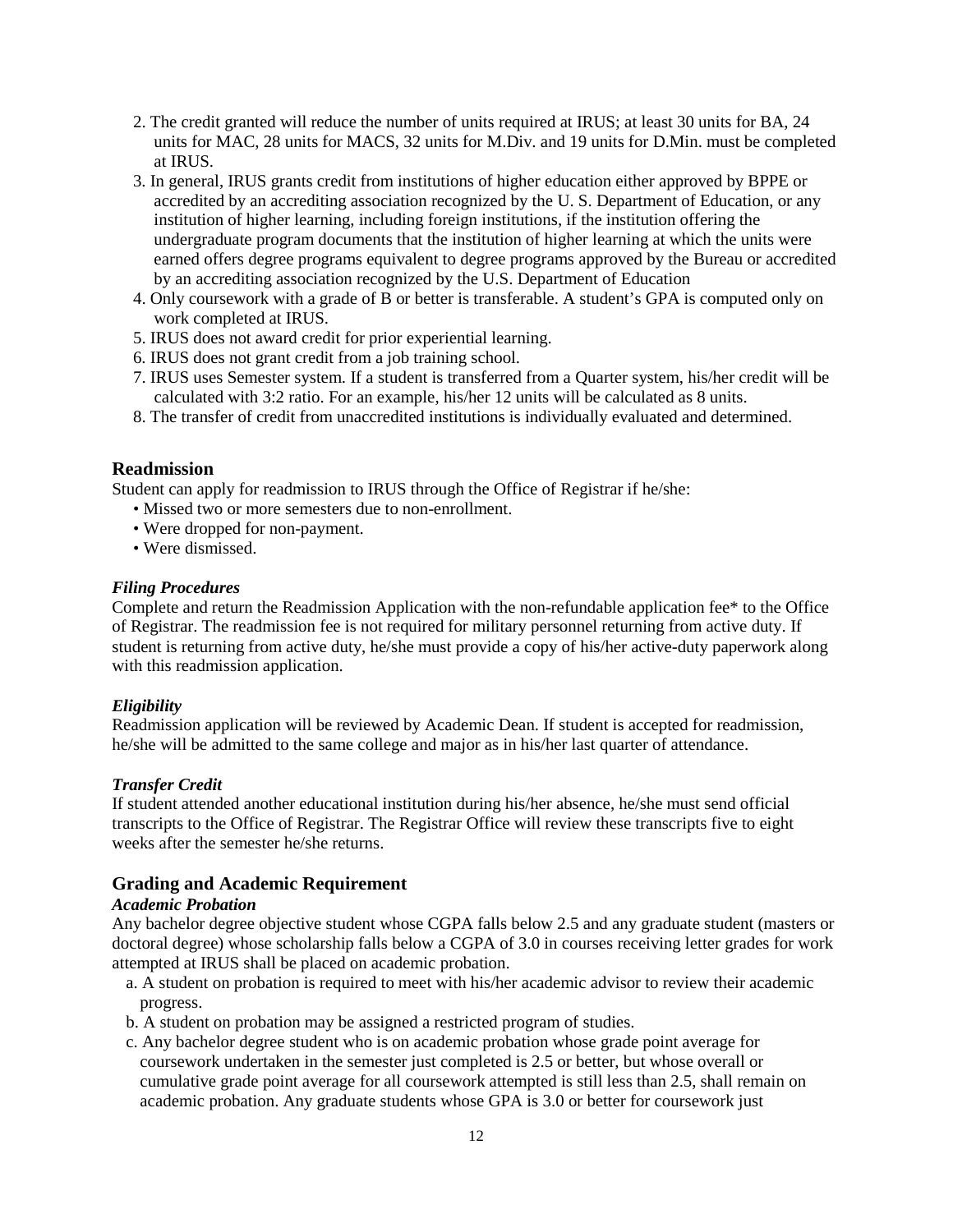2. The credit granted will reduce the number of units required at IRUS; at least 30 units for BA, 24 units for MAC, 28 units for MACS, 32 units for M.Div. and 19 units for D.Min. must be completed at IRUS.
3. In general, IRUS grants credit from institutions of higher education either approved by BPPE or accredited by an accrediting association recognized by the U. S. Department of Education, or any institution of higher learning, including foreign institutions, if the institution offering the undergraduate program documents that the institution of higher learning at which the units were earned offers degree programs equivalent to degree programs approved by the Bureau or accredited by an accrediting association recognized by the U.S. Department of Education
4. Only coursework with a grade of B or better is transferable. A student's GPA is computed only on work completed at IRUS.
5. IRUS does not award credit for prior experiential learning.
6. IRUS does not grant credit from a job training school.
7. IRUS uses Semester system. If a student is transferred from a Quarter system, his/her credit will be calculated with 3:2 ratio. For an example, his/her 12 units will be calculated as 8 units.
8. The transfer of credit from unaccredited institutions is individually evaluated and determined.

## Readmission

Student can apply for readmission to IRUS through the Office of Registrar if he/she:

- Missed two or more semesters due to non-enrollment.
- Were dropped for non-payment.
- Were dismissed.

### *Filing Procedures*

Complete and return the Readmission Application with the non-refundable application fee* to the Office of Registrar. The readmission fee is not required for military personnel returning from active duty. If student is returning from active duty, he/she must provide a copy of his/her active-duty paperwork along with this readmission application.

### *Eligibility*

Readmission application will be reviewed by Academic Dean. If student is accepted for readmission, he/she will be admitted to the same college and major as in his/her last quarter of attendance.

### *Transfer Credit*

If student attended another educational institution during his/her absence, he/she must send official transcripts to the Office of Registrar. The Registrar Office will review these transcripts five to eight weeks after the semester he/she returns.

## Grading and Academic Requirement

### *Academic Probation*

Any bachelor degree objective student whose CGPA falls below 2.5 and any graduate student (masters or doctoral degree) whose scholarship falls below a CGPA of 3.0 in courses receiving letter grades for work attempted at IRUS shall be placed on academic probation.

a. A student on probation is required to meet with his/her academic advisor to review their academic progress.
b. A student on probation may be assigned a restricted program of studies.
c. Any bachelor degree student who is on academic probation whose grade point average for coursework undertaken in the semester just completed is 2.5 or better, but whose overall or cumulative grade point average for all coursework attempted is still less than 2.5, shall remain on academic probation. Any graduate students whose GPA is 3.0 or better for coursework just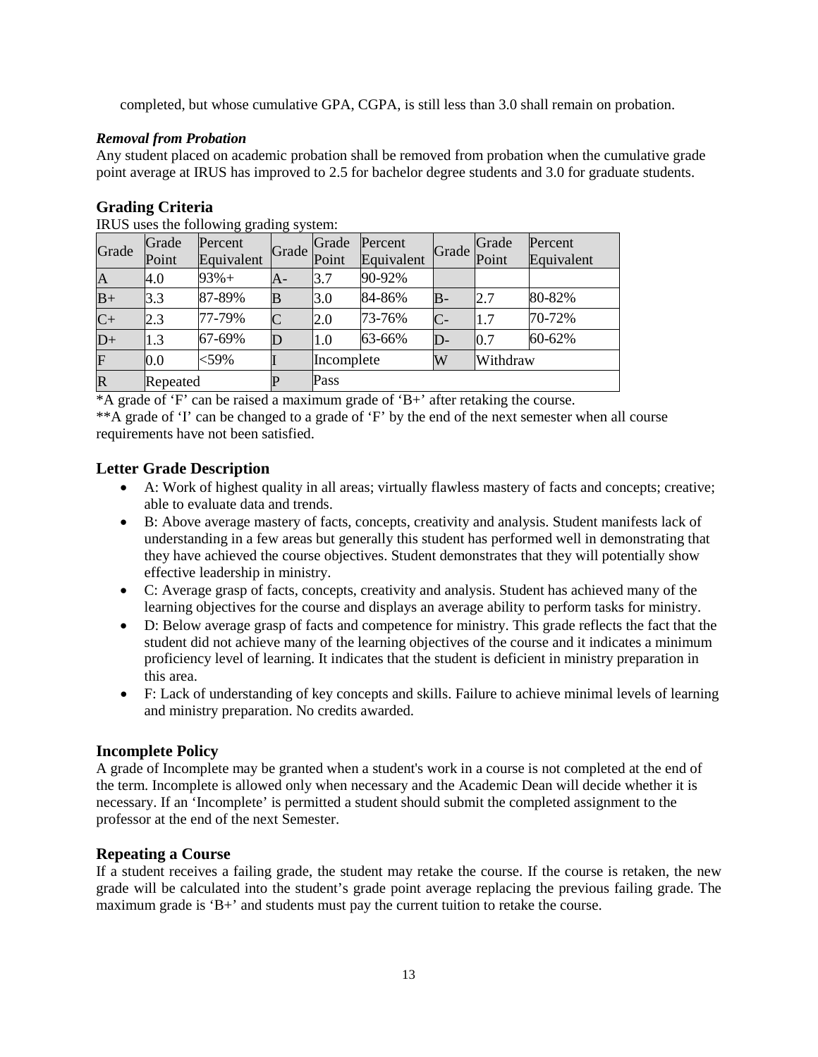completed, but whose cumulative GPA, CGPA, is still less than 3.0 shall remain on probation.

***Removal from Probation***

Any student placed on academic probation shall be removed from probation when the cumulative grade point average at IRUS has improved to 2.5 for bachelor degree students and 3.0 for graduate students.

## Grading Criteria

IRUS uses the following grading system:

| Grade | Grade Point | Percent Equivalent | Grade | Grade Point | Percent Equivalent | Grade | Grade Point | Percent Equivalent |
|---|---|---|---|---|---|---|---|---|
| A | 4.0 | 93%+ | A- | 3.7 | 90-92% | | | |
| B+ | 3.3 | 87-89% | B | 3.0 | 84-86% | B- | 2.7 | 80-82% |
| C+ | 2.3 | 77-79% | C | 2.0 | 73-76% | C- | 1.7 | 70-72% |
| D+ | 1.3 | 67-69% | D | 1.0 | 63-66% | D- | 0.7 | 60-62% |
| F | 0.0 | <59% | I | Incomplete | | W | Withdraw | |
| R | Repeated | | P | Pass | | | | |

*A grade of 'F' can be raised a maximum grade of 'B+' after retaking the course.

**A grade of 'I' can be changed to a grade of 'F' by the end of the next semester when all course requirements have not been satisfied.

## Letter Grade Description

- A: Work of highest quality in all areas; virtually flawless mastery of facts and concepts; creative; able to evaluate data and trends.
- B: Above average mastery of facts, concepts, creativity and analysis. Student manifests lack of understanding in a few areas but generally this student has performed well in demonstrating that they have achieved the course objectives. Student demonstrates that they will potentially show effective leadership in ministry.
- C: Average grasp of facts, concepts, creativity and analysis. Student has achieved many of the learning objectives for the course and displays an average ability to perform tasks for ministry.
- D: Below average grasp of facts and competence for ministry. This grade reflects the fact that the student did not achieve many of the learning objectives of the course and it indicates a minimum proficiency level of learning. It indicates that the student is deficient in ministry preparation in this area.
- F: Lack of understanding of key concepts and skills. Failure to achieve minimal levels of learning and ministry preparation. No credits awarded.

## Incomplete Policy

A grade of Incomplete may be granted when a student's work in a course is not completed at the end of the term. Incomplete is allowed only when necessary and the Academic Dean will decide whether it is necessary. If an 'Incomplete' is permitted a student should submit the completed assignment to the professor at the end of the next Semester.

## Repeating a Course

If a student receives a failing grade, the student may retake the course. If the course is retaken, the new grade will be calculated into the student's grade point average replacing the previous failing grade. The maximum grade is 'B+' and students must pay the current tuition to retake the course.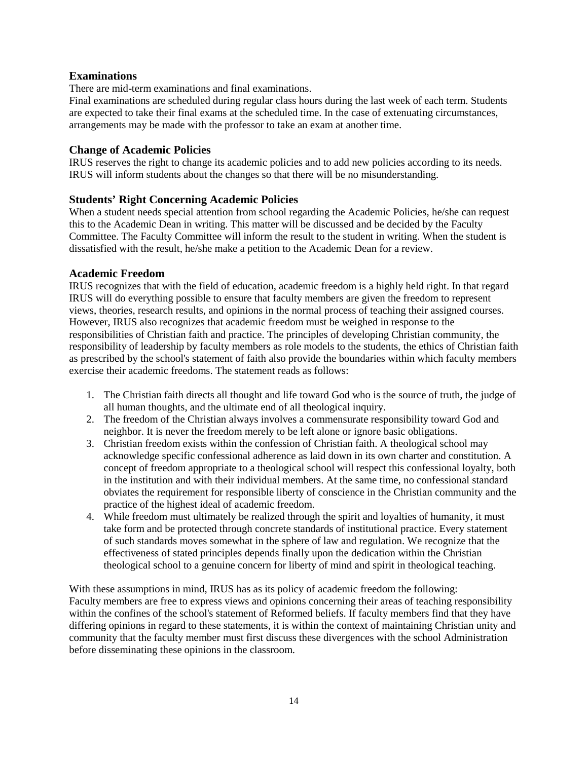## Examinations

There are mid-term examinations and final examinations.

Final examinations are scheduled during regular class hours during the last week of each term. Students are expected to take their final exams at the scheduled time. In the case of extenuating circumstances, arrangements may be made with the professor to take an exam at another time.

## Change of Academic Policies

IRUS reserves the right to change its academic policies and to add new policies according to its needs. IRUS will inform students about the changes so that there will be no misunderstanding.

## Students' Right Concerning Academic Policies

When a student needs special attention from school regarding the Academic Policies, he/she can request this to the Academic Dean in writing. This matter will be discussed and be decided by the Faculty Committee. The Faculty Committee will inform the result to the student in writing. When the student is dissatisfied with the result, he/she make a petition to the Academic Dean for a review.

## Academic Freedom

IRUS recognizes that with the field of education, academic freedom is a highly held right. In that regard IRUS will do everything possible to ensure that faculty members are given the freedom to represent views, theories, research results, and opinions in the normal process of teaching their assigned courses. However, IRUS also recognizes that academic freedom must be weighed in response to the responsibilities of Christian faith and practice. The principles of developing Christian community, the responsibility of leadership by faculty members as role models to the students, the ethics of Christian faith as prescribed by the school's statement of faith also provide the boundaries within which faculty members exercise their academic freedoms. The statement reads as follows:

1. The Christian faith directs all thought and life toward God who is the source of truth, the judge of all human thoughts, and the ultimate end of all theological inquiry.
2. The freedom of the Christian always involves a commensurate responsibility toward God and neighbor. It is never the freedom merely to be left alone or ignore basic obligations.
3. Christian freedom exists within the confession of Christian faith. A theological school may acknowledge specific confessional adherence as laid down in its own charter and constitution. A concept of freedom appropriate to a theological school will respect this confessional loyalty, both in the institution and with their individual members. At the same time, no confessional standard obviates the requirement for responsible liberty of conscience in the Christian community and the practice of the highest ideal of academic freedom.
4. While freedom must ultimately be realized through the spirit and loyalties of humanity, it must take form and be protected through concrete standards of institutional practice. Every statement of such standards moves somewhat in the sphere of law and regulation. We recognize that the effectiveness of stated principles depends finally upon the dedication within the Christian theological school to a genuine concern for liberty of mind and spirit in theological teaching.

With these assumptions in mind, IRUS has as its policy of academic freedom the following:
Faculty members are free to express views and opinions concerning their areas of teaching responsibility within the confines of the school's statement of Reformed beliefs. If faculty members find that they have differing opinions in regard to these statements, it is within the context of maintaining Christian unity and community that the faculty member must first discuss these divergences with the school Administration before disseminating these opinions in the classroom.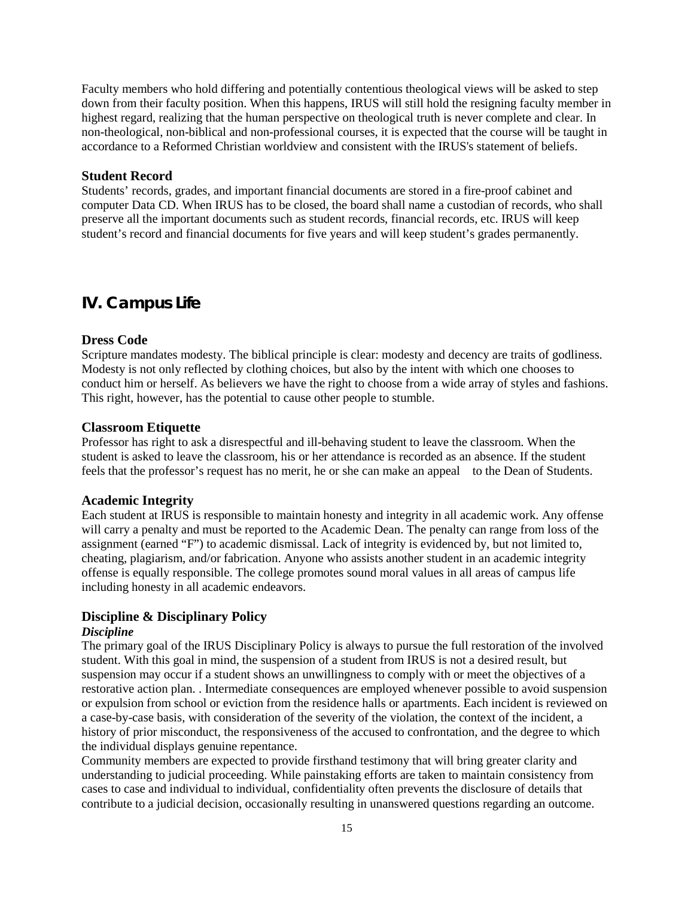Faculty members who hold differing and potentially contentious theological views will be asked to step down from their faculty position. When this happens, IRUS will still hold the resigning faculty member in highest regard, realizing that the human perspective on theological truth is never complete and clear. In non-theological, non-biblical and non-professional courses, it is expected that the course will be taught in accordance to a Reformed Christian worldview and consistent with the IRUS's statement of beliefs.

### Student Record

Students' records, grades, and important financial documents are stored in a fire-proof cabinet and computer Data CD. When IRUS has to be closed, the board shall name a custodian of records, who shall preserve all the important documents such as student records, financial records, etc. IRUS will keep student's record and financial documents for five years and will keep student's grades permanently.

## IV. Campus Life

### Dress Code

Scripture mandates modesty. The biblical principle is clear: modesty and decency are traits of godliness. Modesty is not only reflected by clothing choices, but also by the intent with which one chooses to conduct him or herself. As believers we have the right to choose from a wide array of styles and fashions. This right, however, has the potential to cause other people to stumble.

### Classroom Etiquette

Professor has right to ask a disrespectful and ill-behaving student to leave the classroom. When the student is asked to leave the classroom, his or her attendance is recorded as an absence. If the student feels that the professor's request has no merit, he or she can make an appeal to the Dean of Students.

### Academic Integrity

Each student at IRUS is responsible to maintain honesty and integrity in all academic work. Any offense will carry a penalty and must be reported to the Academic Dean. The penalty can range from loss of the assignment (earned "F") to academic dismissal. Lack of integrity is evidenced by, but not limited to, cheating, plagiarism, and/or fabrication. Anyone who assists another student in an academic integrity offense is equally responsible. The college promotes sound moral values in all areas of campus life including honesty in all academic endeavors.

### Discipline & Disciplinary Policy

***Discipline***

The primary goal of the IRUS Disciplinary Policy is always to pursue the full restoration of the involved student. With this goal in mind, the suspension of a student from IRUS is not a desired result, but suspension may occur if a student shows an unwillingness to comply with or meet the objectives of a restorative action plan. . Intermediate consequences are employed whenever possible to avoid suspension or expulsion from school or eviction from the residence halls or apartments. Each incident is reviewed on a case-by-case basis, with consideration of the severity of the violation, the context of the incident, a history of prior misconduct, the responsiveness of the accused to confrontation, and the degree to which the individual displays genuine repentance.

Community members are expected to provide firsthand testimony that will bring greater clarity and understanding to judicial proceeding. While painstaking efforts are taken to maintain consistency from cases to case and individual to individual, confidentiality often prevents the disclosure of details that contribute to a judicial decision, occasionally resulting in unanswered questions regarding an outcome.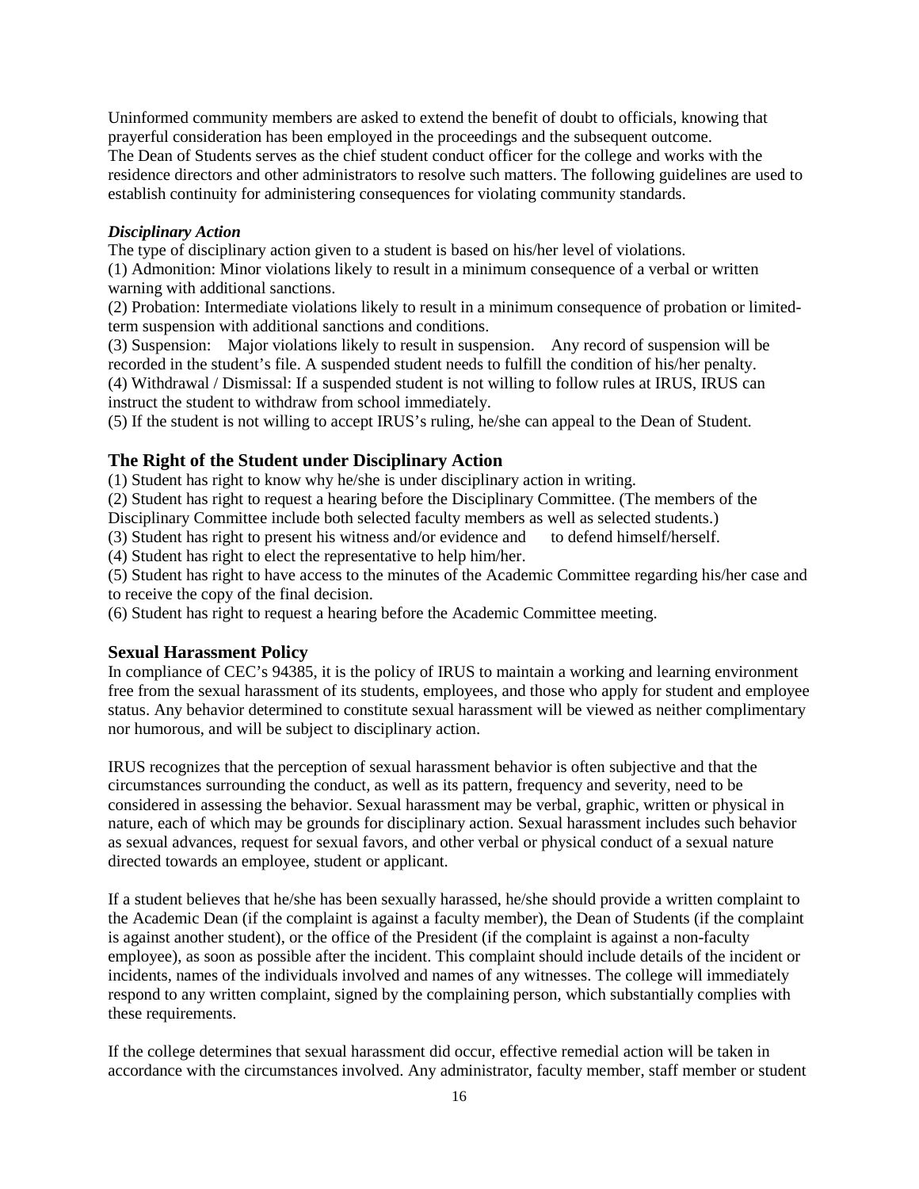Uninformed community members are asked to extend the benefit of doubt to officials, knowing that prayerful consideration has been employed in the proceedings and the subsequent outcome.
The Dean of Students serves as the chief student conduct officer for the college and works with the residence directors and other administrators to resolve such matters. The following guidelines are used to establish continuity for administering consequences for violating community standards.

***Disciplinary Action***

The type of disciplinary action given to a student is based on his/her level of violations.
(1) Admonition: Minor violations likely to result in a minimum consequence of a verbal or written warning with additional sanctions.
(2) Probation: Intermediate violations likely to result in a minimum consequence of probation or limited-term suspension with additional sanctions and conditions.
(3) Suspension: Major violations likely to result in suspension. Any record of suspension will be recorded in the student's file. A suspended student needs to fulfill the condition of his/her penalty.
(4) Withdrawal / Dismissal: If a suspended student is not willing to follow rules at IRUS, IRUS can instruct the student to withdraw from school immediately.
(5) If the student is not willing to accept IRUS's ruling, he/she can appeal to the Dean of Student.

## The Right of the Student under Disciplinary Action

(1) Student has right to know why he/she is under disciplinary action in writing.
(2) Student has right to request a hearing before the Disciplinary Committee. (The members of the Disciplinary Committee include both selected faculty members as well as selected students.)
(3) Student has right to present his witness and/or evidence and to defend himself/herself.
(4) Student has right to elect the representative to help him/her.
(5) Student has right to have access to the minutes of the Academic Committee regarding his/her case and to receive the copy of the final decision.
(6) Student has right to request a hearing before the Academic Committee meeting.

## Sexual Harassment Policy

In compliance of CEC's 94385, it is the policy of IRUS to maintain a working and learning environment free from the sexual harassment of its students, employees, and those who apply for student and employee status. Any behavior determined to constitute sexual harassment will be viewed as neither complimentary nor humorous, and will be subject to disciplinary action.

IRUS recognizes that the perception of sexual harassment behavior is often subjective and that the circumstances surrounding the conduct, as well as its pattern, frequency and severity, need to be considered in assessing the behavior. Sexual harassment may be verbal, graphic, written or physical in nature, each of which may be grounds for disciplinary action. Sexual harassment includes such behavior as sexual advances, request for sexual favors, and other verbal or physical conduct of a sexual nature directed towards an employee, student or applicant.

If a student believes that he/she has been sexually harassed, he/she should provide a written complaint to the Academic Dean (if the complaint is against a faculty member), the Dean of Students (if the complaint is against another student), or the office of the President (if the complaint is against a non-faculty employee), as soon as possible after the incident. This complaint should include details of the incident or incidents, names of the individuals involved and names of any witnesses. The college will immediately respond to any written complaint, signed by the complaining person, which substantially complies with these requirements.

If the college determines that sexual harassment did occur, effective remedial action will be taken in accordance with the circumstances involved. Any administrator, faculty member, staff member or student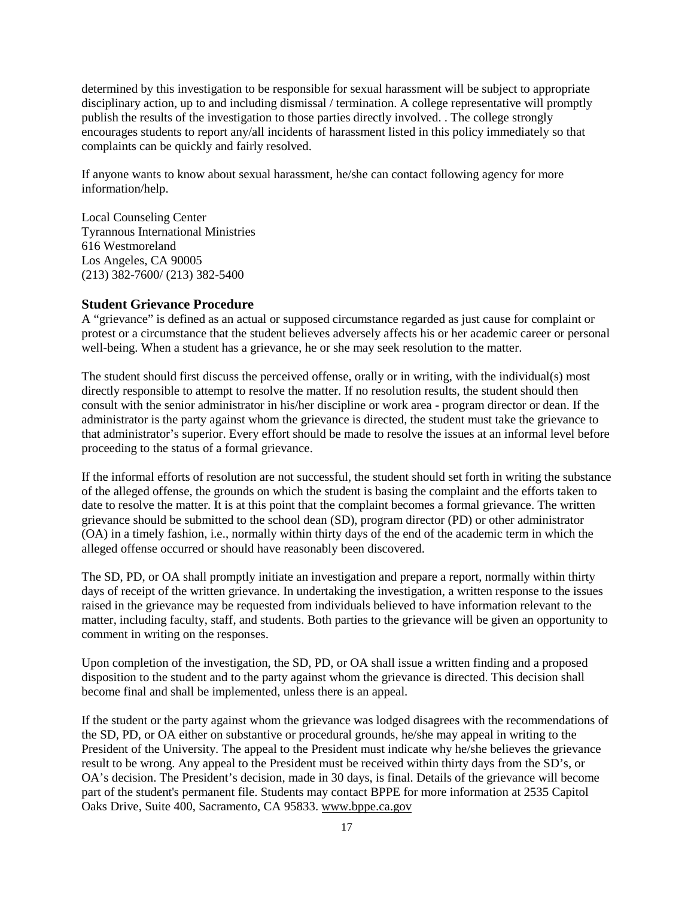determined by this investigation to be responsible for sexual harassment will be subject to appropriate disciplinary action, up to and including dismissal / termination. A college representative will promptly publish the results of the investigation to those parties directly involved. . The college strongly encourages students to report any/all incidents of harassment listed in this policy immediately so that complaints can be quickly and fairly resolved.

If anyone wants to know about sexual harassment, he/she can contact following agency for more information/help.

Local Counseling Center
Tyrannous International Ministries
616 Westmoreland
Los Angeles, CA 90005
(213) 382-7600/ (213) 382-5400

## Student Grievance Procedure

A "grievance" is defined as an actual or supposed circumstance regarded as just cause for complaint or protest or a circumstance that the student believes adversely affects his or her academic career or personal well-being. When a student has a grievance, he or she may seek resolution to the matter.

The student should first discuss the perceived offense, orally or in writing, with the individual(s) most directly responsible to attempt to resolve the matter. If no resolution results, the student should then consult with the senior administrator in his/her discipline or work area - program director or dean. If the administrator is the party against whom the grievance is directed, the student must take the grievance to that administrator's superior. Every effort should be made to resolve the issues at an informal level before proceeding to the status of a formal grievance.

If the informal efforts of resolution are not successful, the student should set forth in writing the substance of the alleged offense, the grounds on which the student is basing the complaint and the efforts taken to date to resolve the matter. It is at this point that the complaint becomes a formal grievance. The written grievance should be submitted to the school dean (SD), program director (PD) or other administrator (OA) in a timely fashion, i.e., normally within thirty days of the end of the academic term in which the alleged offense occurred or should have reasonably been discovered.

The SD, PD, or OA shall promptly initiate an investigation and prepare a report, normally within thirty days of receipt of the written grievance. In undertaking the investigation, a written response to the issues raised in the grievance may be requested from individuals believed to have information relevant to the matter, including faculty, staff, and students. Both parties to the grievance will be given an opportunity to comment in writing on the responses.

Upon completion of the investigation, the SD, PD, or OA shall issue a written finding and a proposed disposition to the student and to the party against whom the grievance is directed. This decision shall become final and shall be implemented, unless there is an appeal.

If the student or the party against whom the grievance was lodged disagrees with the recommendations of the SD, PD, or OA either on substantive or procedural grounds, he/she may appeal in writing to the President of the University. The appeal to the President must indicate why he/she believes the grievance result to be wrong. Any appeal to the President must be received within thirty days from the SD's, or OA's decision. The President's decision, made in 30 days, is final. Details of the grievance will become part of the student's permanent file. Students may contact BPPE for more information at 2535 Capitol Oaks Drive, Suite 400, Sacramento, CA 95833. www.bppe.ca.gov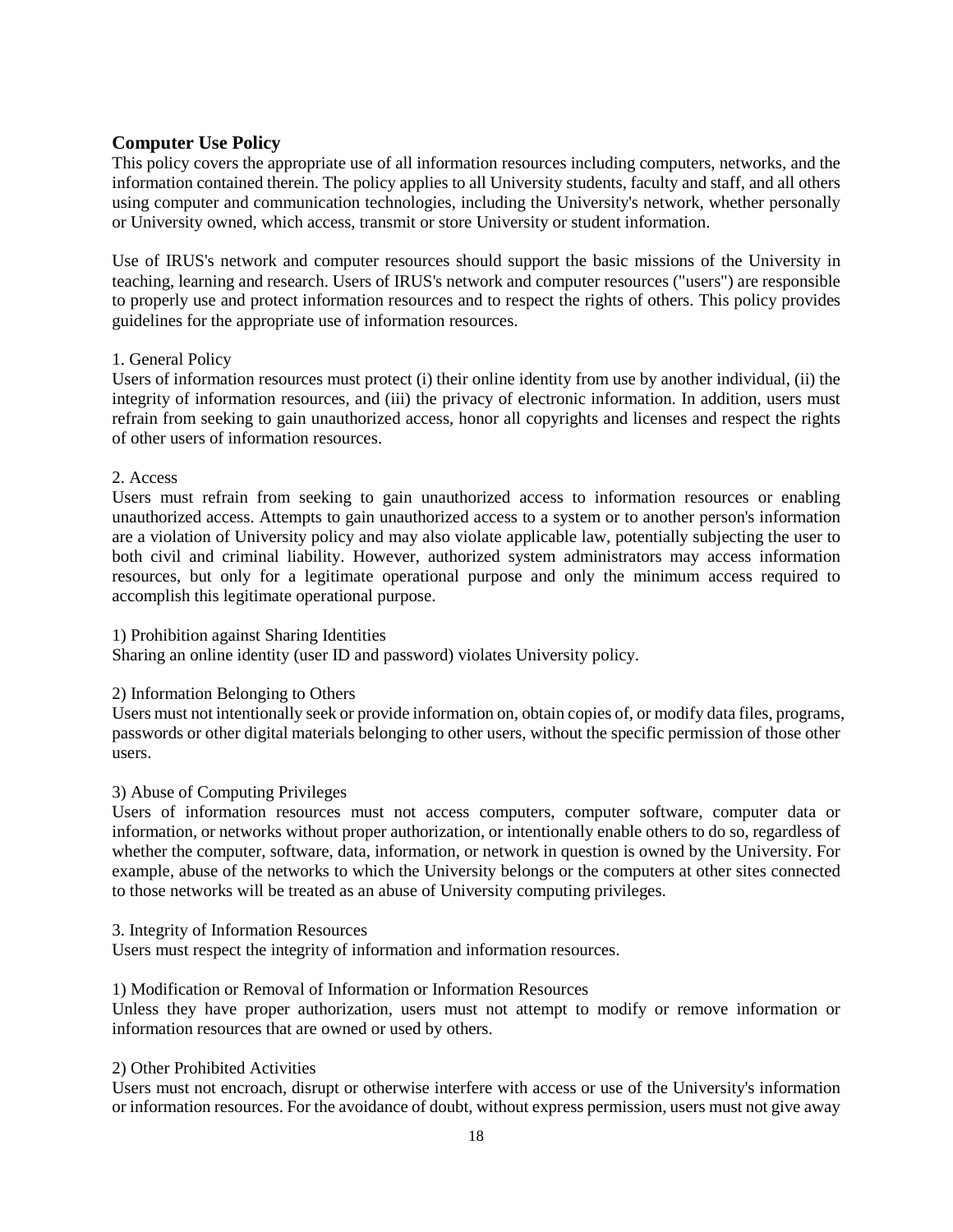## Computer Use Policy

This policy covers the appropriate use of all information resources including computers, networks, and the information contained therein. The policy applies to all University students, faculty and staff, and all others using computer and communication technologies, including the University's network, whether personally or University owned, which access, transmit or store University or student information.

Use of IRUS's network and computer resources should support the basic missions of the University in teaching, learning and research. Users of IRUS's network and computer resources ("users") are responsible to properly use and protect information resources and to respect the rights of others. This policy provides guidelines for the appropriate use of information resources.

1. General Policy

Users of information resources must protect (i) their online identity from use by another individual, (ii) the integrity of information resources, and (iii) the privacy of electronic information. In addition, users must refrain from seeking to gain unauthorized access, honor all copyrights and licenses and respect the rights of other users of information resources.

2. Access

Users must refrain from seeking to gain unauthorized access to information resources or enabling unauthorized access. Attempts to gain unauthorized access to a system or to another person's information are a violation of University policy and may also violate applicable law, potentially subjecting the user to both civil and criminal liability. However, authorized system administrators may access information resources, but only for a legitimate operational purpose and only the minimum access required to accomplish this legitimate operational purpose.

1) Prohibition against Sharing Identities

Sharing an online identity (user ID and password) violates University policy.

2) Information Belonging to Others

Users must not intentionally seek or provide information on, obtain copies of, or modify data files, programs, passwords or other digital materials belonging to other users, without the specific permission of those other users.

3) Abuse of Computing Privileges

Users of information resources must not access computers, computer software, computer data or information, or networks without proper authorization, or intentionally enable others to do so, regardless of whether the computer, software, data, information, or network in question is owned by the University. For example, abuse of the networks to which the University belongs or the computers at other sites connected to those networks will be treated as an abuse of University computing privileges.

3. Integrity of Information Resources

Users must respect the integrity of information and information resources.

1) Modification or Removal of Information or Information Resources

Unless they have proper authorization, users must not attempt to modify or remove information or information resources that are owned or used by others.

2) Other Prohibited Activities

Users must not encroach, disrupt or otherwise interfere with access or use of the University's information or information resources. For the avoidance of doubt, without express permission, users must not give away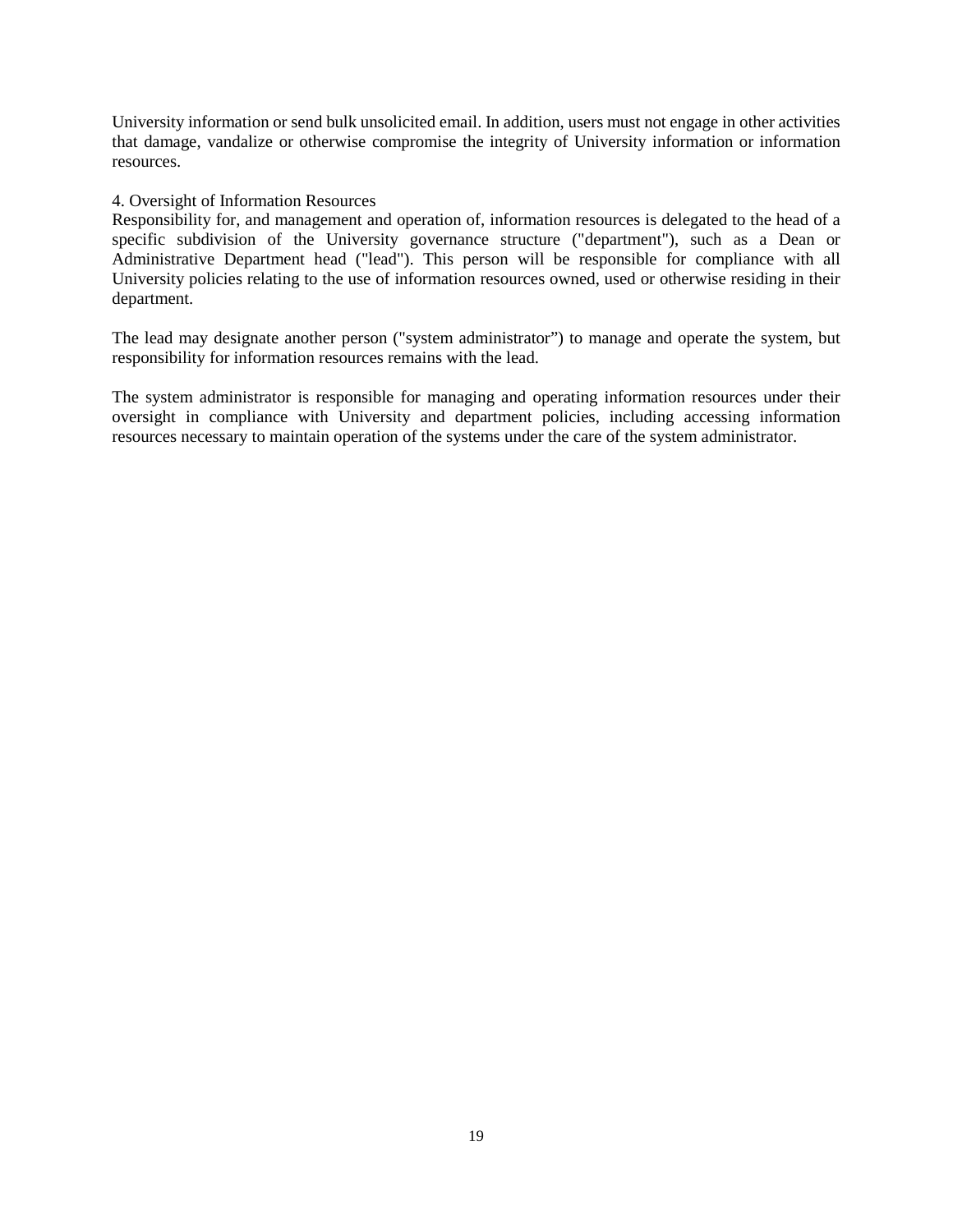University information or send bulk unsolicited email. In addition, users must not engage in other activities that damage, vandalize or otherwise compromise the integrity of University information or information resources.

4. Oversight of Information Resources

Responsibility for, and management and operation of, information resources is delegated to the head of a specific subdivision of the University governance structure ("department"), such as a Dean or Administrative Department head ("lead"). This person will be responsible for compliance with all University policies relating to the use of information resources owned, used or otherwise residing in their department.

The lead may designate another person ("system administrator") to manage and operate the system, but responsibility for information resources remains with the lead.

The system administrator is responsible for managing and operating information resources under their oversight in compliance with University and department policies, including accessing information resources necessary to maintain operation of the systems under the care of the system administrator.